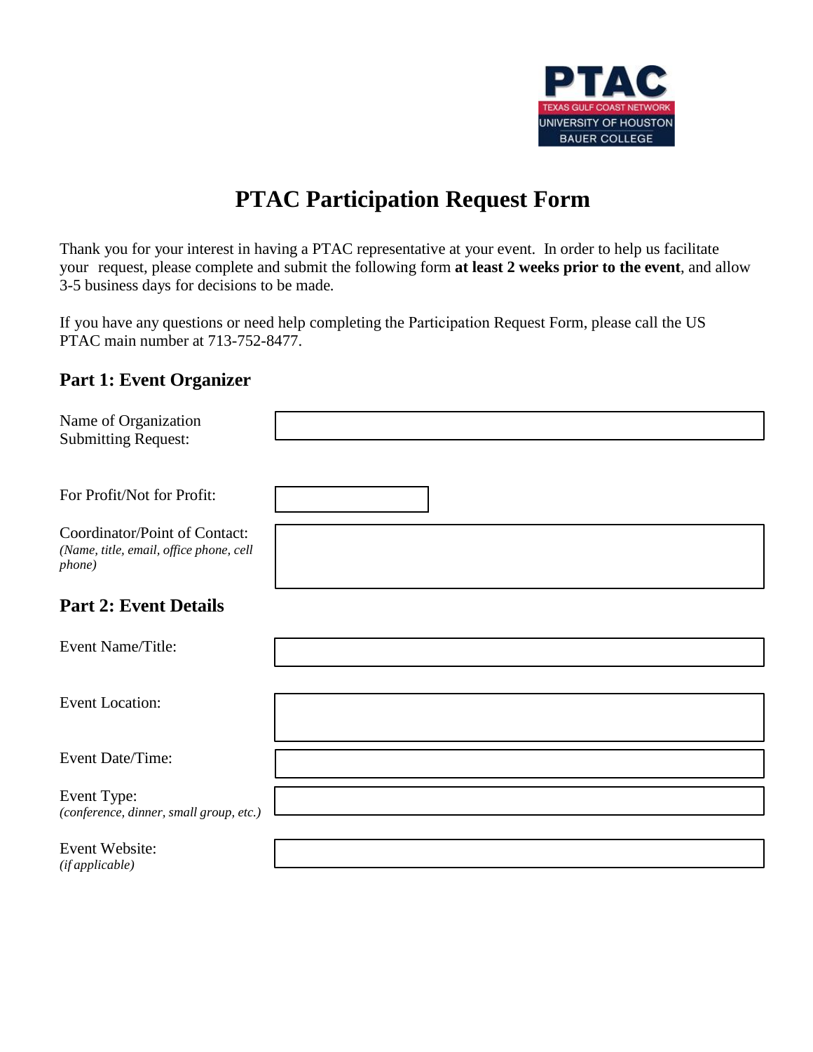PTAC
TEXAS GULF COAST NETWORK
UNIVERSITY OF HOUSTON
BAUER COLLEGE

# PTAC Participation Request Form

Thank you for your interest in having a PTAC representative at your event. In order to help us facilitate your request, please complete and submit the following form **at least 2 weeks prior to the event**, and allow 3-5 business days for decisions to be made.

If you have any questions or need help completing the Participation Request Form, please call the US PTAC main number at 713-752-8477.

## Part 1: Event Organizer

| | |
|---|---|
| Name of Organization Submitting Request: | |
| For Profit/Not for Profit: | |
| Coordinator/Point of Contact: *(Name, title, email, office phone, cell phone)* | |

## Part 2: Event Details

| | |
|---|---|
| Event Name/Title: | |
| Event Location: | |
| Event Date/Time: | |
| Event Type: *(conference, dinner, small group, etc.)* | |
| Event Website: *(if applicable)* | |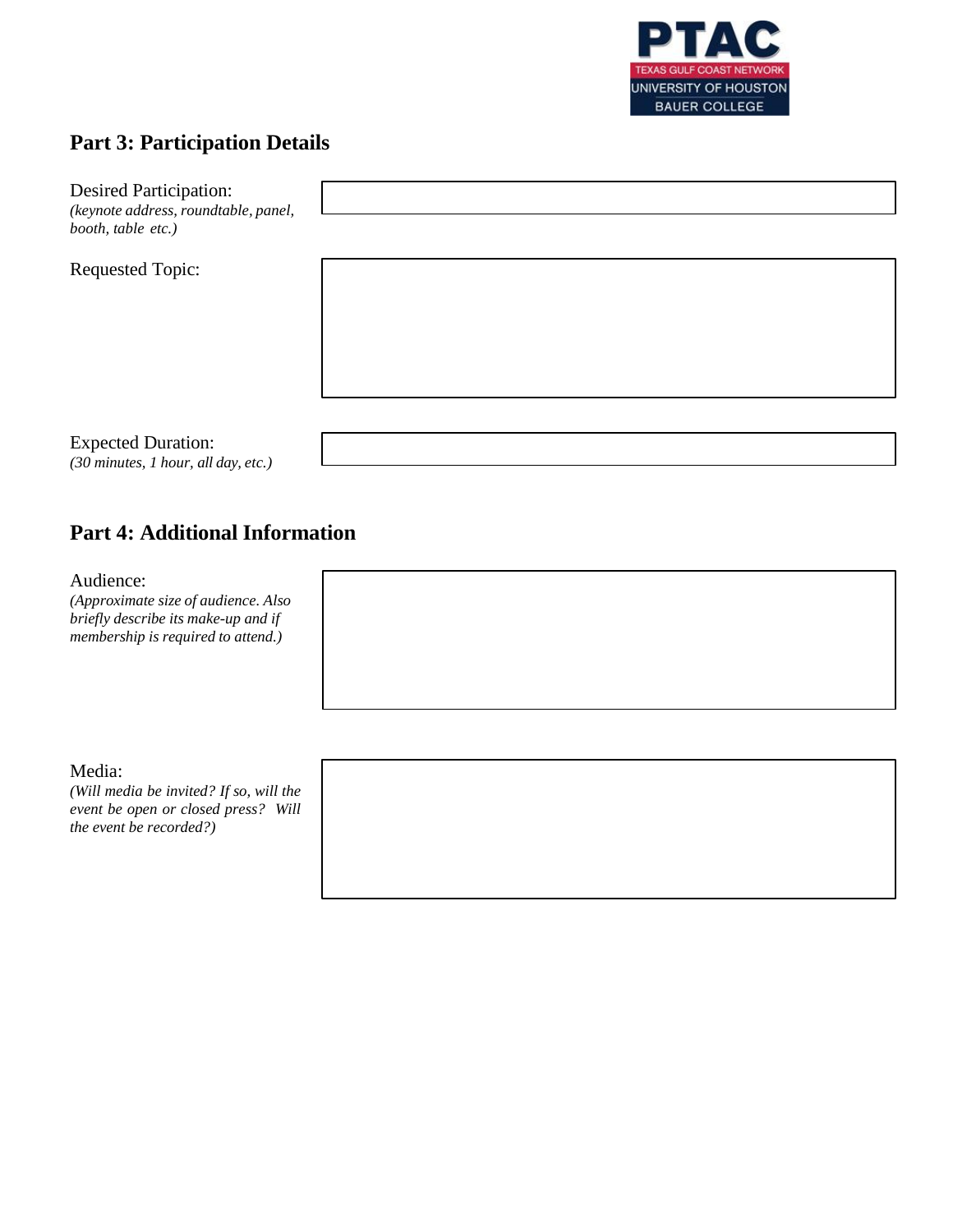## Part 3: Participation Details

Desired Participation:
*(keynote address, roundtable, panel, booth, table etc.)*

Requested Topic:

Expected Duration:
*(30 minutes, 1 hour, all day, etc.)*

## Part 4: Additional Information

Audience:
*(Approximate size of audience. Also briefly describe its make-up and if membership is required to attend.)*

Media:
*(Will media be invited? If so, will the event be open or closed press? Will the event be recorded?)*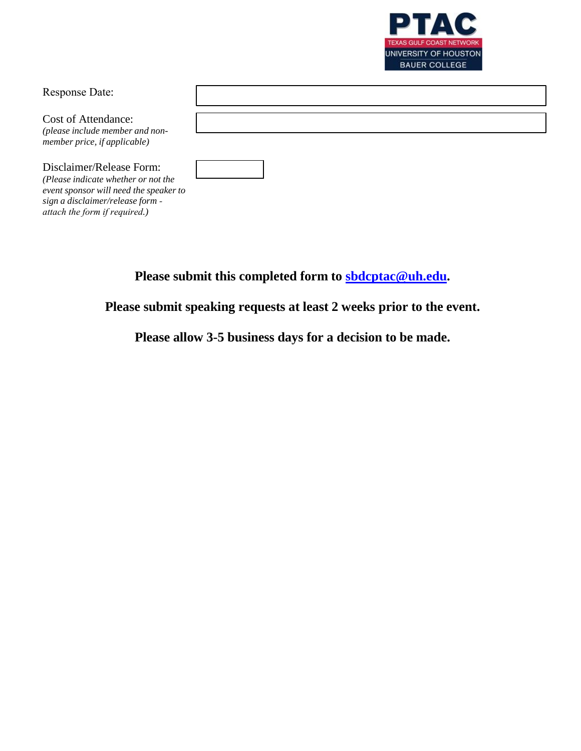PTAC
TEXAS GULF COAST NETWORK
UNIVERSITY OF HOUSTON
BAUER COLLEGE

Response Date:

Cost of Attendance:
*(please include member and non-member price, if applicable)*

Disclaimer/Release Form:
*(Please indicate whether or not the event sponsor will need the speaker to sign a disclaimer/release form - attach the form if required.)*

**Please submit this completed form to sbdcptac@uh.edu.**

**Please submit speaking requests at least 2 weeks prior to the event.**

**Please allow 3-5 business days for a decision to be made.**